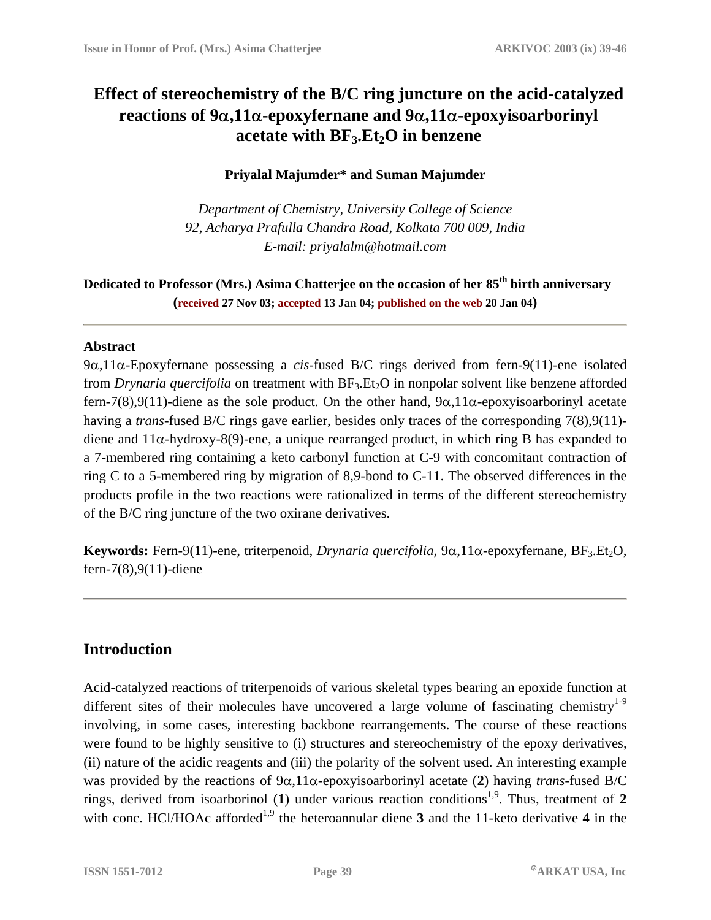# Effect of stereochemistry of the B/C ring juncture on the acid-catalyzed reactions of 9α,11α-epoxyfernane and 9α,11α-epoxyisoarborinyl acetate with $BF_3.Et_2O$ in benzene

**Priyalal Majumder* and Suman Majumder**

*Department of Chemistry, University College of Science*
*92, Acharya Prafulla Chandra Road, Kolkata 700 009, India*
*E-mail: priyalalm@hotmail.com*

**Dedicated to Professor (Mrs.) Asima Chatterjee on the occasion of her 85th birth anniversary**
**(received 27 Nov 03; accepted 13 Jan 04; published on the web 20 Jan 04)**

---

## Abstract

9α,11α-Epoxyfernane possessing a *cis*-fused B/C rings derived from fern-9(11)-ene isolated from *Drynaria quercifolia* on treatment with $BF_3.Et_2O$ in nonpolar solvent like benzene afforded fern-7(8),9(11)-diene as the sole product. On the other hand, 9α,11α-epoxyisoarborinyl acetate having a *trans*-fused B/C rings gave earlier, besides only traces of the corresponding 7(8),9(11)-diene and 11α-hydroxy-8(9)-ene, a unique rearranged product, in which ring B has expanded to a 7-membered ring containing a keto carbonyl function at C-9 with concomitant contraction of ring C to a 5-membered ring by migration of 8,9-bond to C-11. The observed differences in the products profile in the two reactions were rationalized in terms of the different stereochemistry of the B/C ring juncture of the two oxirane derivatives.

**Keywords:** Fern-9(11)-ene, triterpenoid, *Drynaria quercifolia*, 9α,11α-epoxyfernane, $BF_3.Et_2O$, fern-7(8),9(11)-diene

---

## Introduction

Acid-catalyzed reactions of triterpenoids of various skeletal types bearing an epoxide function at different sites of their molecules have uncovered a large volume of fascinating chemistry[1-9] involving, in some cases, interesting backbone rearrangements. The course of these reactions were found to be highly sensitive to (i) structures and stereochemistry of the epoxy derivatives, (ii) nature of the acidic reagents and (iii) the polarity of the solvent used. An interesting example was provided by the reactions of 9α,11α-epoxyisoarborinyl acetate (**2**) having *trans*-fused B/C rings, derived from isoarborinol (**1**) under various reaction conditions[1,9]. Thus, treatment of **2** with conc. HCl/HOAc afforded[1,9] the heteroannular diene **3** and the 11-keto derivative **4** in the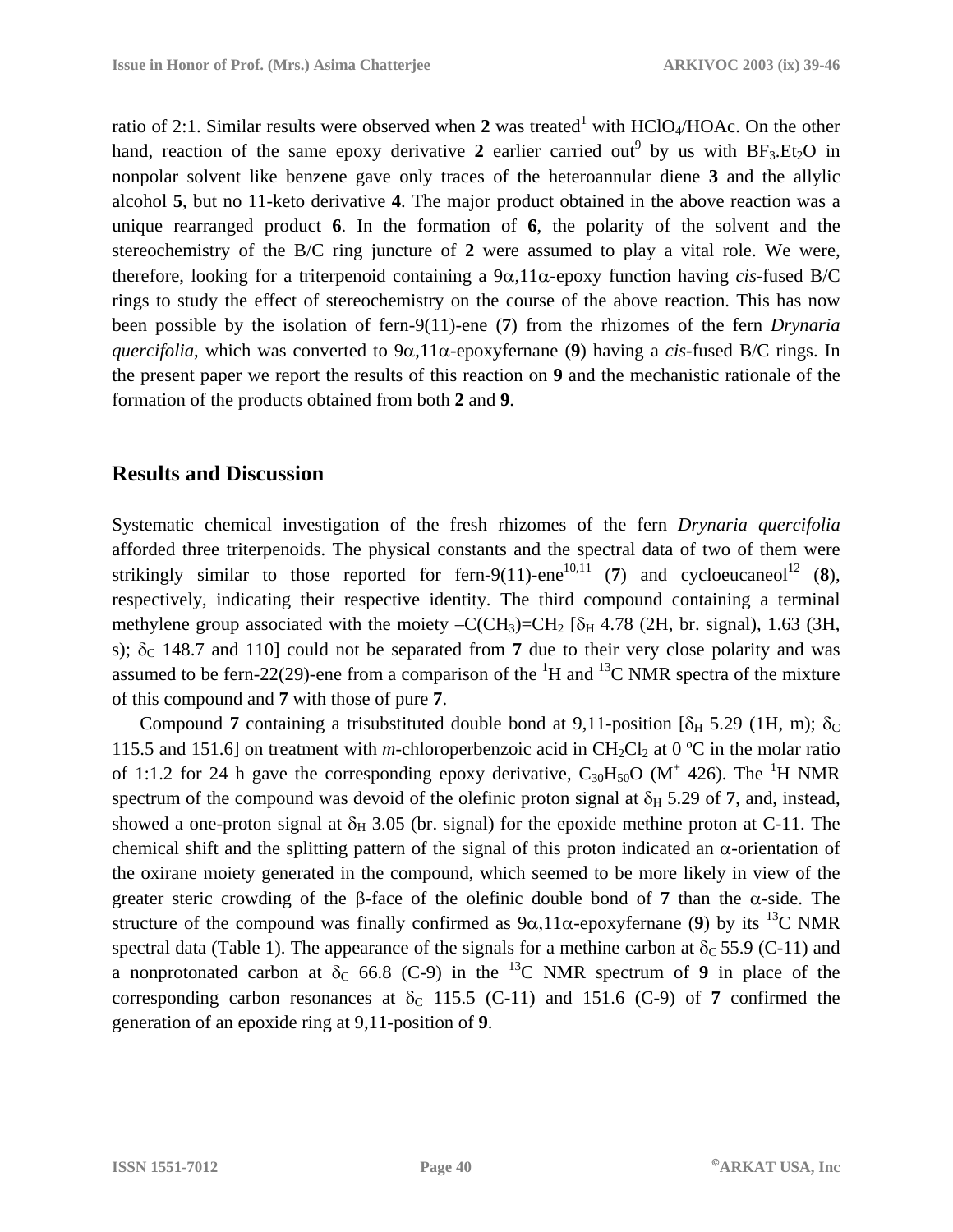ratio of 2:1. Similar results were observed when **2** was treated[1] with $HClO_4$/HOAc. On the other hand, reaction of the same epoxy derivative **2** earlier carried out[9] by us with $BF_3.Et_2O$ in nonpolar solvent like benzene gave only traces of the heteroannular diene **3** and the allylic alcohol **5**, but no 11-keto derivative **4**. The major product obtained in the above reaction was a unique rearranged product **6**. In the formation of **6**, the polarity of the solvent and the stereochemistry of the B/C ring juncture of **2** were assumed to play a vital role. We were, therefore, looking for a triterpenoid containing a 9α,11α-epoxy function having *cis*-fused B/C rings to study the effect of stereochemistry on the course of the above reaction. This has now been possible by the isolation of fern-9(11)-ene (**7**) from the rhizomes of the fern *Drynaria quercifolia*, which was converted to 9α,11α-epoxyfernane (**9**) having a *cis*-fused B/C rings. In the present paper we report the results of this reaction on **9** and the mechanistic rationale of the formation of the products obtained from both **2** and **9**.

## Results and Discussion

Systematic chemical investigation of the fresh rhizomes of the fern *Drynaria quercifolia* afforded three triterpenoids. The physical constants and the spectral data of two of them were strikingly similar to those reported for fern-9(11)-ene[10,11] (**7**) and cycloeucaneol[12] (**8**), respectively, indicating their respective identity. The third compound containing a terminal methylene group associated with the moiety $–C(CH_3)=CH_2$ [$\delta_H$ 4.78 (2H, br. signal), 1.63 (3H, s); $\delta_C$ 148.7 and 110] could not be separated from **7** due to their very close polarity and was assumed to be fern-22(29)-ene from a comparison of the $^1$H and $^{13}$C NMR spectra of the mixture of this compound and **7** with those of pure **7**.

Compound **7** containing a trisubstituted double bond at 9,11-position [$\delta_H$ 5.29 (1H, m); $\delta_C$ 115.5 and 151.6] on treatment with *m*-chloroperbenzoic acid in $CH_2Cl_2$ at 0 ºC in the molar ratio of 1:1.2 for 24 h gave the corresponding epoxy derivative, $C_{30}H_{50}O$ ($M^+$ 426). The $^1$H NMR spectrum of the compound was devoid of the olefinic proton signal at $\delta_H$ 5.29 of **7**, and, instead, showed a one-proton signal at $\delta_H$ 3.05 (br. signal) for the epoxide methine proton at C-11. The chemical shift and the splitting pattern of the signal of this proton indicated an α-orientation of the oxirane moiety generated in the compound, which seemed to be more likely in view of the greater steric crowding of the β-face of the olefinic double bond of **7** than the α-side. The structure of the compound was finally confirmed as 9α,11α-epoxyfernane (**9**) by its $^{13}$C NMR spectral data (Table 1). The appearance of the signals for a methine carbon at $\delta_C$ 55.9 (C-11) and a nonprotonated carbon at $\delta_C$ 66.8 (C-9) in the $^{13}$C NMR spectrum of **9** in place of the corresponding carbon resonances at $\delta_C$ 115.5 (C-11) and 151.6 (C-9) of **7** confirmed the generation of an epoxide ring at 9,11-position of **9**.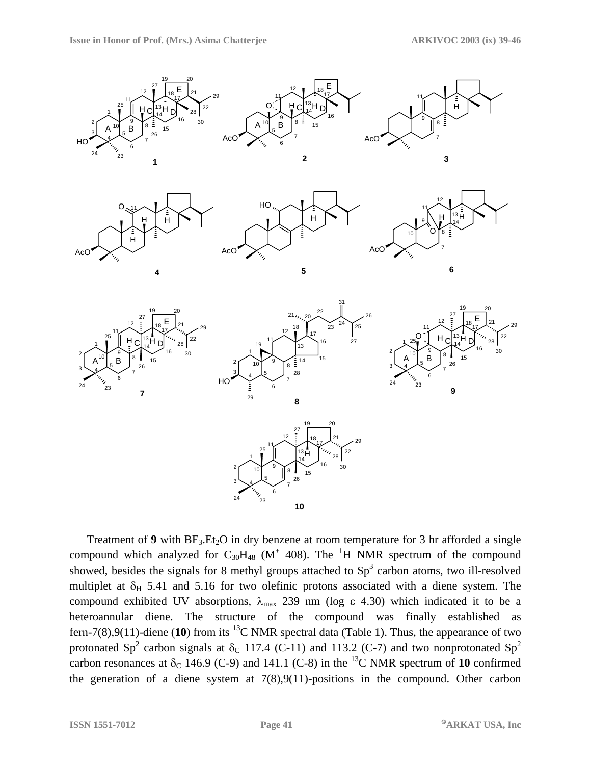Treatment of **9** with $BF_3.Et_2O$ in dry benzene at room temperature for 3 hr afforded a single compound which analyzed for $C_{30}H_{48}$ ($M^+$ 408). The $^1H$ NMR spectrum of the compound showed, besides the signals for 8 methyl groups attached to $Sp^3$ carbon atoms, two ill-resolved multiplet at $\delta_H$ 5.41 and 5.16 for two olefinic protons associated with a diene system. The compound exhibited UV absorptions, $\lambda_{max}$ 239 nm (log $\varepsilon$ 4.30) which indicated it to be a heteroannular diene. The structure of the compound was finally established as fern-7(8),9(11)-diene (**10**) from its $^{13}C$ NMR spectral data (Table 1). Thus, the appearance of two protonated $Sp^2$ carbon signals at $\delta_C$ 117.4 (C-11) and 113.2 (C-7) and two nonprotonated $Sp^2$ carbon resonances at $\delta_C$ 146.9 (C-9) and 141.1 (C-8) in the $^{13}C$ NMR spectrum of **10** confirmed the generation of a diene system at 7(8),9(11)-positions in the compound. Other carbon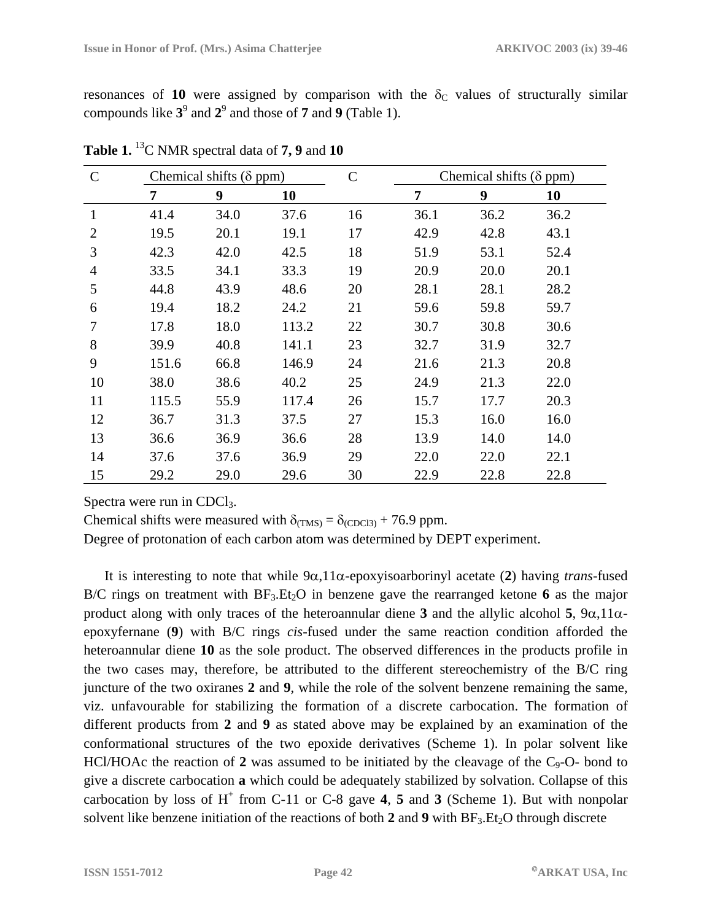resonances of **10** were assigned by comparison with the $\delta_C$ values of structurally similar compounds like **3**[9] and **2**[9] and those of **7** and **9** (Table 1).

**Table 1.** $^{13}$C NMR spectral data of **7, 9** and **10**

| C | Chemical shifts (δ ppm) | | | C | Chemical shifts (δ ppm) | | |
|---|---|---|---|---|---|---|---|
| | **7** | **9** | **10** | | **7** | **9** | **10** |
| 1 | 41.4 | 34.0 | 37.6 | 16 | 36.1 | 36.2 | 36.2 |
| 2 | 19.5 | 20.1 | 19.1 | 17 | 42.9 | 42.8 | 43.1 |
| 3 | 42.3 | 42.0 | 42.5 | 18 | 51.9 | 53.1 | 52.4 |
| 4 | 33.5 | 34.1 | 33.3 | 19 | 20.9 | 20.0 | 20.1 |
| 5 | 44.8 | 43.9 | 48.6 | 20 | 28.1 | 28.1 | 28.2 |
| 6 | 19.4 | 18.2 | 24.2 | 21 | 59.6 | 59.8 | 59.7 |
| 7 | 17.8 | 18.0 | 113.2 | 22 | 30.7 | 30.8 | 30.6 |
| 8 | 39.9 | 40.8 | 141.1 | 23 | 32.7 | 31.9 | 32.7 |
| 9 | 151.6 | 66.8 | 146.9 | 24 | 21.6 | 21.3 | 20.8 |
| 10 | 38.0 | 38.6 | 40.2 | 25 | 24.9 | 21.3 | 22.0 |
| 11 | 115.5 | 55.9 | 117.4 | 26 | 15.7 | 17.7 | 20.3 |
| 12 | 36.7 | 31.3 | 37.5 | 27 | 15.3 | 16.0 | 16.0 |
| 13 | 36.6 | 36.9 | 36.6 | 28 | 13.9 | 14.0 | 14.0 |
| 14 | 37.6 | 37.6 | 36.9 | 29 | 22.0 | 22.0 | 22.1 |
| 15 | 29.2 | 29.0 | 29.6 | 30 | 22.9 | 22.8 | 22.8 |

Spectra were run in $CDCl_3$.
Chemical shifts were measured with $\delta_{(TMS)} = \delta_{(CDCl3)} + 76.9$ ppm.
Degree of protonation of each carbon atom was determined by DEPT experiment.

It is interesting to note that while 9α,11α-epoxyisoarborinyl acetate (**2**) having *trans*-fused B/C rings on treatment with $BF_3.Et_2O$ in benzene gave the rearranged ketone **6** as the major product along with only traces of the heteroannular diene **3** and the allylic alcohol **5**, 9α,11α-epoxyfernane (**9**) with B/C rings *cis*-fused under the same reaction condition afforded the heteroannular diene **10** as the sole product. The observed differences in the products profile in the two cases may, therefore, be attributed to the different stereochemistry of the B/C ring juncture of the two oxiranes **2** and **9**, while the role of the solvent benzene remaining the same, viz. unfavourable for stabilizing the formation of a discrete carbocation. The formation of different products from **2** and **9** as stated above may be explained by an examination of the conformational structures of the two epoxide derivatives (Scheme 1). In polar solvent like HCl/HOAc the reaction of **2** was assumed to be initiated by the cleavage of the $C_9$-O- bond to give a discrete carbocation **a** which could be adequately stabilized by solvation. Collapse of this carbocation by loss of $H^+$ from C-11 or C-8 gave **4**, **5** and **3** (Scheme 1). But with nonpolar solvent like benzene initiation of the reactions of both **2** and **9** with $BF_3.Et_2O$ through discrete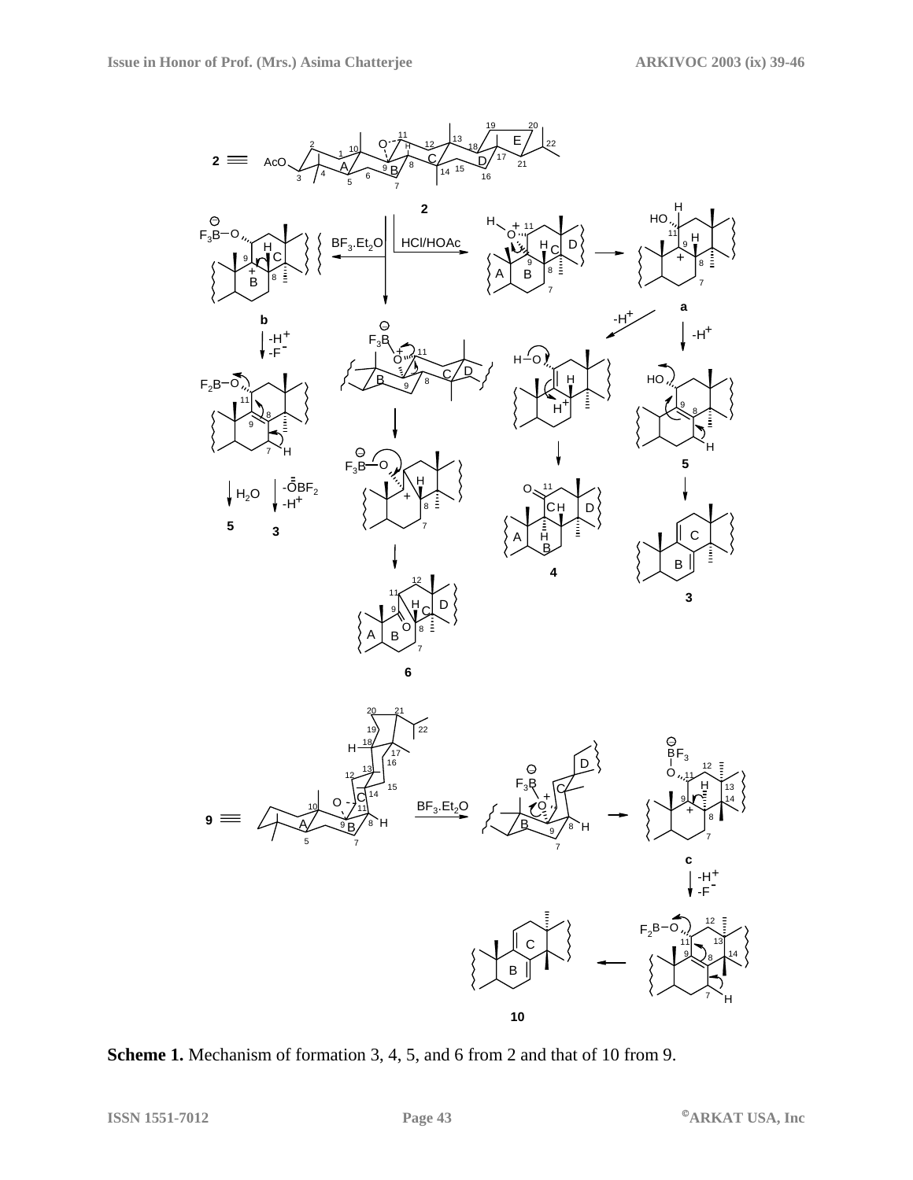**Scheme 1.** Mechanism of formation 3, 4, 5, and 6 from 2 and that of 10 from 9.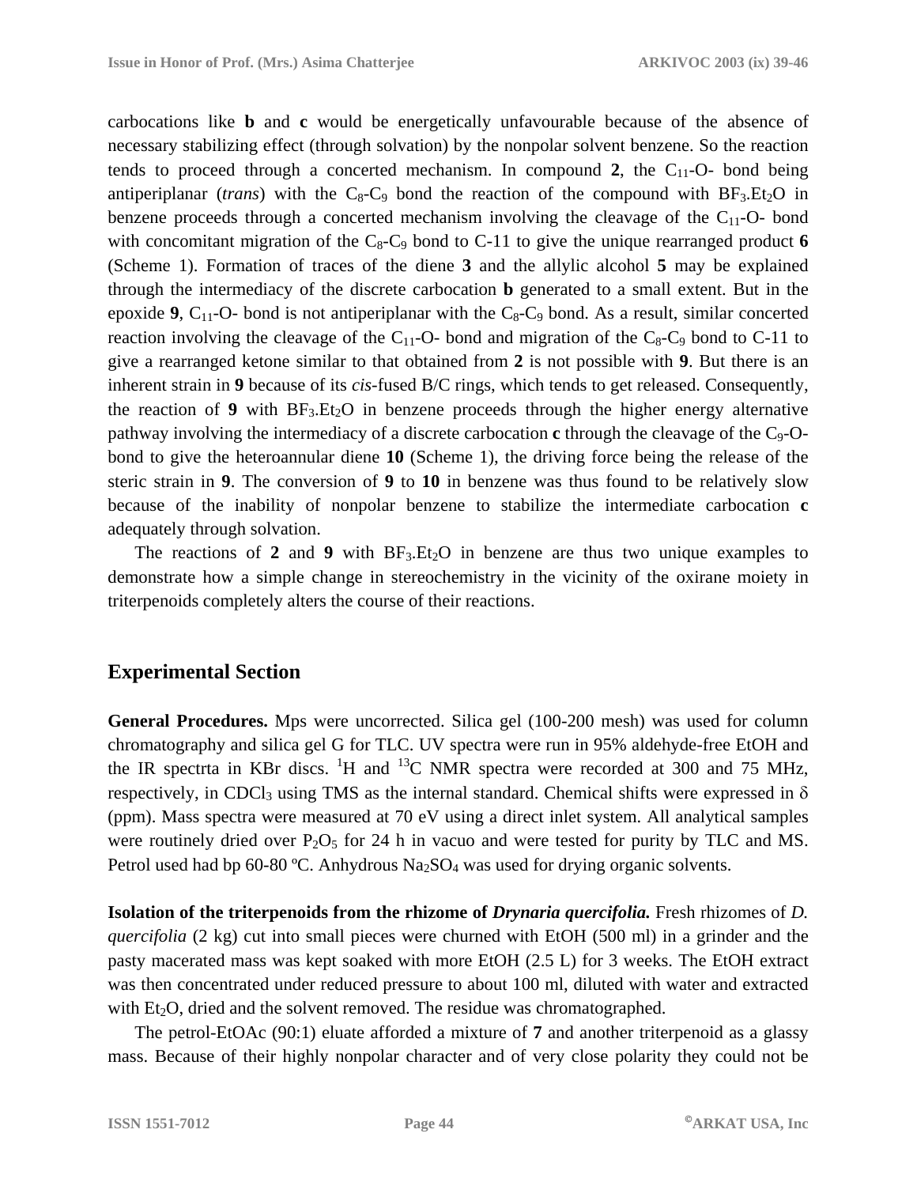carbocations like **b** and **c** would be energetically unfavourable because of the absence of necessary stabilizing effect (through solvation) by the nonpolar solvent benzene. So the reaction tends to proceed through a concerted mechanism. In compound **2**, the $C_{11}$-O- bond being antiperiplanar (*trans*) with the $C_8$-$C_9$ bond the reaction of the compound with $BF_3.Et_2O$ in benzene proceeds through a concerted mechanism involving the cleavage of the $C_{11}$-O- bond with concomitant migration of the $C_8$-$C_9$ bond to C-11 to give the unique rearranged product **6** (Scheme 1). Formation of traces of the diene **3** and the allylic alcohol **5** may be explained through the intermediacy of the discrete carbocation **b** generated to a small extent. But in the epoxide **9**, $C_{11}$-O- bond is not antiperiplanar with the $C_8$-$C_9$ bond. As a result, similar concerted reaction involving the cleavage of the $C_{11}$-O- bond and migration of the $C_8$-$C_9$ bond to C-11 to give a rearranged ketone similar to that obtained from **2** is not possible with **9**. But there is an inherent strain in **9** because of its *cis*-fused B/C rings, which tends to get released. Consequently, the reaction of **9** with $BF_3.Et_2O$ in benzene proceeds through the higher energy alternative pathway involving the intermediacy of a discrete carbocation **c** through the cleavage of the $C_9$-O-bond to give the heteroannular diene **10** (Scheme 1), the driving force being the release of the steric strain in **9**. The conversion of **9** to **10** in benzene was thus found to be relatively slow because of the inability of nonpolar benzene to stabilize the intermediate carbocation **c** adequately through solvation.

The reactions of **2** and **9** with $BF_3.Et_2O$ in benzene are thus two unique examples to demonstrate how a simple change in stereochemistry in the vicinity of the oxirane moiety in triterpenoids completely alters the course of their reactions.

## Experimental Section

**General Procedures.** Mps were uncorrected. Silica gel (100-200 mesh) was used for column chromatography and silica gel G for TLC. UV spectra were run in 95% aldehyde-free EtOH and the IR spectrta in KBr discs. $^1H$ and $^{13}C$ NMR spectra were recorded at 300 and 75 MHz, respectively, in $CDCl_3$ using TMS as the internal standard. Chemical shifts were expressed in $\delta$ (ppm). Mass spectra were measured at 70 eV using a direct inlet system. All analytical samples were routinely dried over $P_2O_5$ for 24 h in vacuo and were tested for purity by TLC and MS. Petrol used had bp 60-80 ºC. Anhydrous $Na_2SO_4$ was used for drying organic solvents.

**Isolation of the triterpenoids from the rhizome of *Drynaria quercifolia.*** Fresh rhizomes of *D. quercifolia* (2 kg) cut into small pieces were churned with EtOH (500 ml) in a grinder and the pasty macerated mass was kept soaked with more EtOH (2.5 L) for 3 weeks. The EtOH extract was then concentrated under reduced pressure to about 100 ml, diluted with water and extracted with $Et_2O$, dried and the solvent removed. The residue was chromatographed.

The petrol-EtOAc (90:1) eluate afforded a mixture of **7** and another triterpenoid as a glassy mass. Because of their highly nonpolar character and of very close polarity they could not be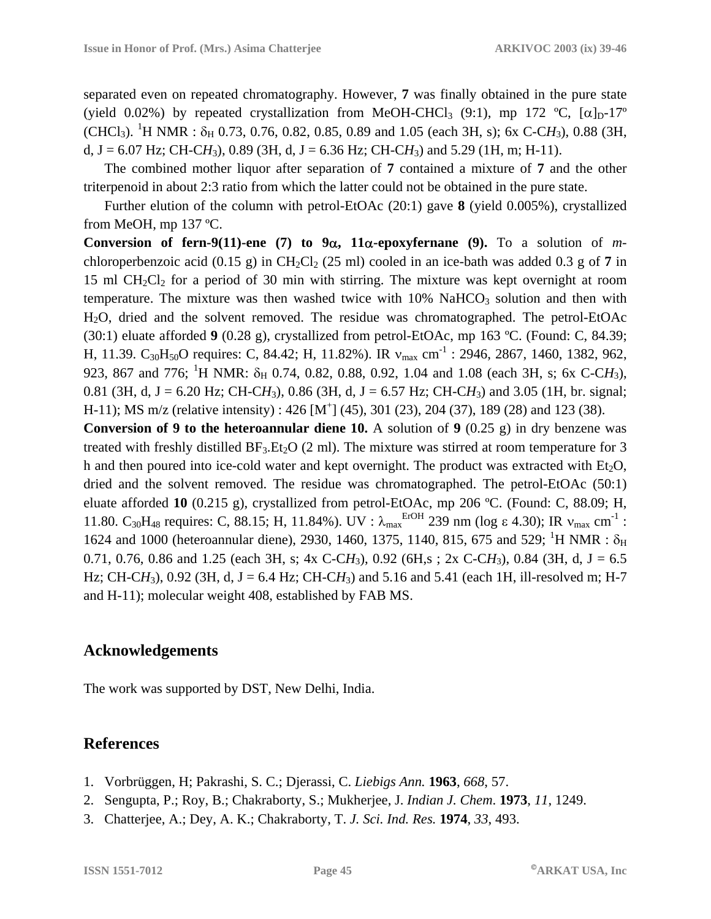separated even on repeated chromatography. However, **7** was finally obtained in the pure state (yield 0.02%) by repeated crystallization from MeOH-$CHCl_3$ (9:1), mp 172 ºC, $[\alpha]_D$-17º ($CHCl_3$). $^1$H NMR : $\delta_H$ 0.73, 0.76, 0.82, 0.85, 0.89 and 1.05 (each 3H, s); 6x C-C*H*$_3$), 0.88 (3H, d, J = 6.07 Hz; CH-C*H*$_3$), 0.89 (3H, d, J = 6.36 Hz; CH-C*H*$_3$) and 5.29 (1H, m; H-11).

The combined mother liquor after separation of **7** contained a mixture of **7** and the other triterpenoid in about 2:3 ratio from which the latter could not be obtained in the pure state.

Further elution of the column with petrol-EtOAc (20:1) gave **8** (yield 0.005%), crystallized from MeOH, mp 137 ºC.

**Conversion of fern-9(11)-ene (7) to 9α, 11α-epoxyfernane (9).** To a solution of *m*-chloroperbenzoic acid (0.15 g) in $CH_2Cl_2$ (25 ml) cooled in an ice-bath was added 0.3 g of **7** in 15 ml $CH_2Cl_2$ for a period of 30 min with stirring. The mixture was kept overnight at room temperature. The mixture was then washed twice with 10% $NaHCO_3$ solution and then with $H_2O$, dried and the solvent removed. The residue was chromatographed. The petrol-EtOAc (30:1) eluate afforded **9** (0.28 g), crystallized from petrol-EtOAc, mp 163 ºC. (Found: C, 84.39; H, 11.39. $C_{30}H_{50}O$ requires: C, 84.42; H, 11.82%). IR $\nu_{max}$ cm$^{-1}$ : 2946, 2867, 1460, 1382, 962, 923, 867 and 776; $^1$H NMR: $\delta_H$ 0.74, 0.82, 0.88, 0.92, 1.04 and 1.08 (each 3H, s; 6x C-C*H*$_3$), 0.81 (3H, d, J = 6.20 Hz; CH-C*H*$_3$), 0.86 (3H, d, J = 6.57 Hz; CH-C*H*$_3$) and 3.05 (1H, br. signal; H-11); MS m/z (relative intensity) : 426 [M$^+$] (45), 301 (23), 204 (37), 189 (28) and 123 (38).

**Conversion of 9 to the heteroannular diene 10.** A solution of **9** (0.25 g) in dry benzene was treated with freshly distilled $BF_3.Et_2O$ (2 ml). The mixture was stirred at room temperature for 3 h and then poured into ice-cold water and kept overnight. The product was extracted with $Et_2O$, dried and the solvent removed. The residue was chromatographed. The petrol-EtOAc (50:1) eluate afforded **10** (0.215 g), crystallized from petrol-EtOAc, mp 206 ºC. (Found: C, 88.09; H, 11.80. $C_{30}H_{48}$ requires: C, 88.15; H, 11.84%). UV : $\lambda_{max}^{ErOH}$ 239 nm (log ε 4.30); IR $\nu_{max}$ cm$^{-1}$ : 1624 and 1000 (heteroannular diene), 2930, 1460, 1375, 1140, 815, 675 and 529; $^1$H NMR : $\delta_H$ 0.71, 0.76, 0.86 and 1.25 (each 3H, s; 4x C-C*H*$_3$), 0.92 (6H,s ; 2x C-C*H*$_3$), 0.84 (3H, d, J = 6.5 Hz; CH-C*H*$_3$), 0.92 (3H, d, J = 6.4 Hz; CH-C*H*$_3$) and 5.16 and 5.41 (each 1H, ill-resolved m; H-7 and H-11); molecular weight 408, established by FAB MS.

## Acknowledgements

The work was supported by DST, New Delhi, India.

## References

1. Vorbrüggen, H; Pakrashi, S. C.; Djerassi, C. *Liebigs Ann.* **1963**, *668*, 57.
2. Sengupta, P.; Roy, B.; Chakraborty, S.; Mukherjee, J. *Indian J. Chem.* **1973**, *11*, 1249.
3. Chatterjee, A.; Dey, A. K.; Chakraborty, T. *J. Sci. Ind. Res.* **1974**, *33*, 493.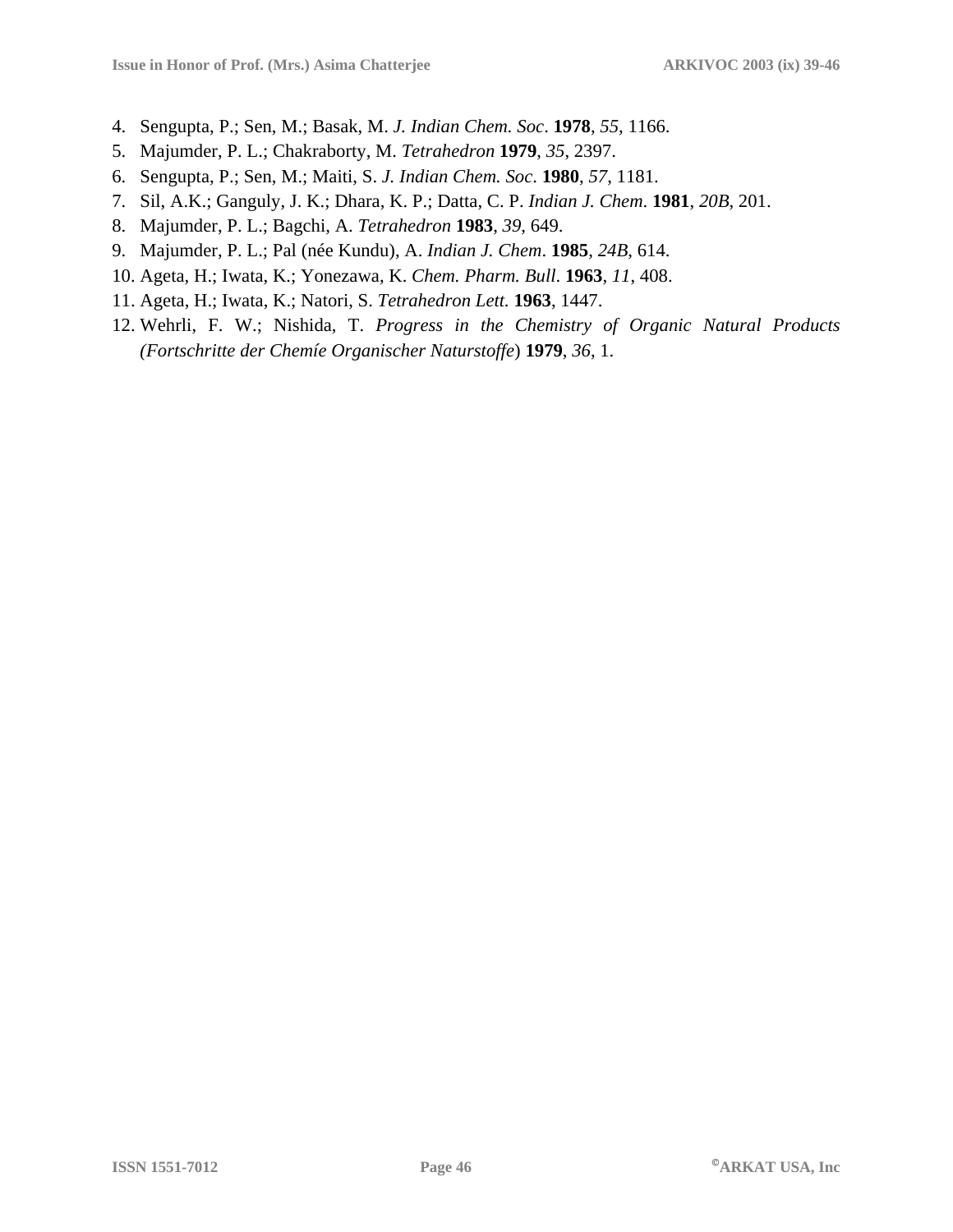4. Sengupta, P.; Sen, M.; Basak, M. *J. Indian Chem. Soc*. **1978**, *55*, 1166.
5. Majumder, P. L.; Chakraborty, M. *Tetrahedron* **1979**, *35*, 2397.
6. Sengupta, P.; Sen, M.; Maiti, S. *J. Indian Chem. Soc*. **1980**, *57*, 1181.
7. Sil, A.K.; Ganguly, J. K.; Dhara, K. P.; Datta, C. P. *Indian J. Chem*. **1981**, *20B*, 201.
8. Majumder, P. L.; Bagchi, A. *Tetrahedron* **1983**, *39*, 649.
9. Majumder, P. L.; Pal (née Kundu), A. *Indian J. Chem*. **1985**, *24B*, 614.
10. Ageta, H.; Iwata, K.; Yonezawa, K. *Chem. Pharm. Bull*. **1963**, *11*, 408.
11. Ageta, H.; Iwata, K.; Natori, S. *Tetrahedron Lett.* **1963**, 1447.
12. Wehrli, F. W.; Nishida, T. *Progress in the Chemistry of Organic Natural Products (Fortschritte der Chemíe Organischer Naturstoffe*) **1979**, *36*, 1.